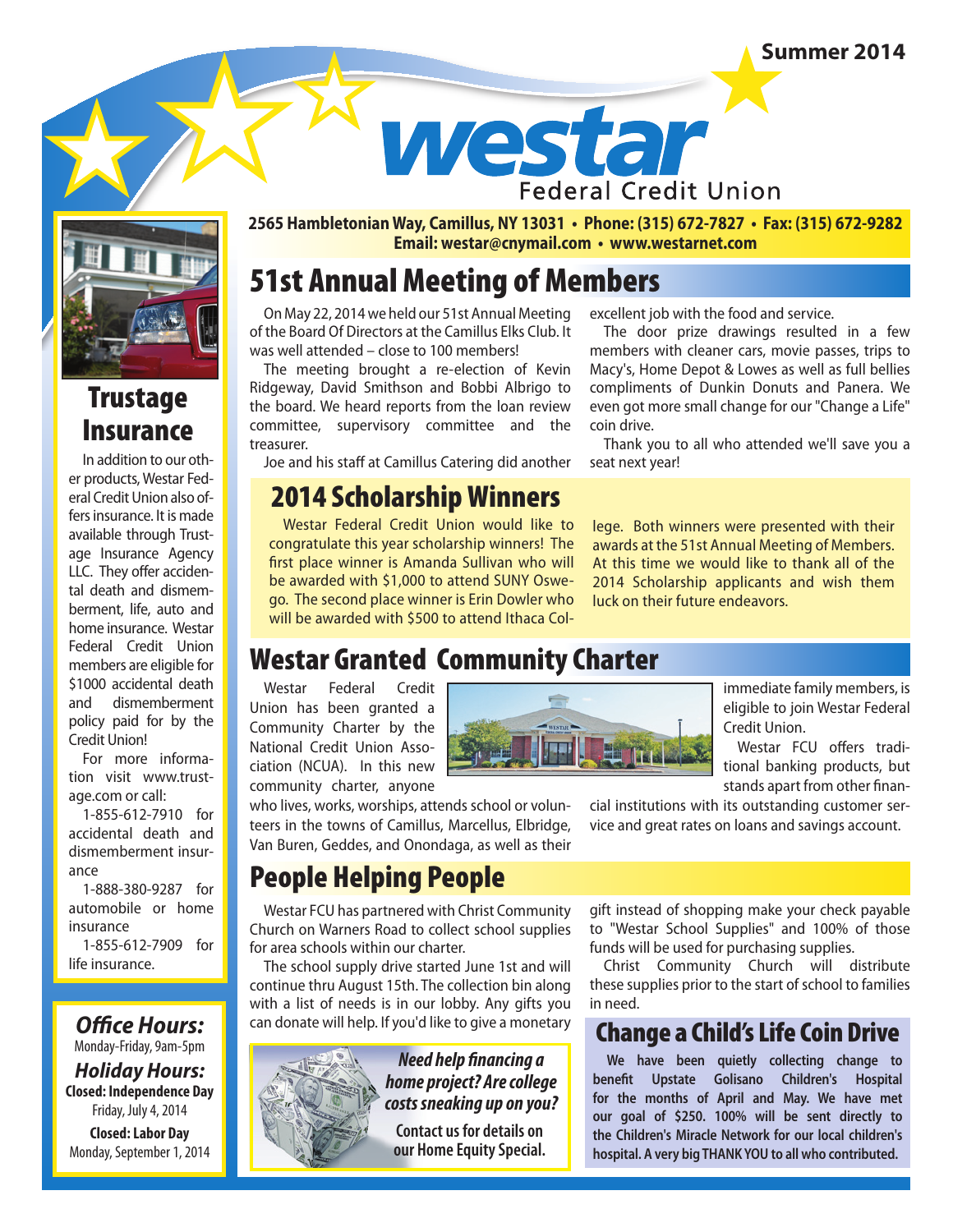Summer 2014

# westar Federal Credit Union

**2565 Hambletonian Way, Camillus, NY 13031 • Phone: (315) 672-7827 • Fax: (315) 672-9282**
**Email: westar@cnymail.com • www.westarnet.com**

## 51st Annual Meeting of Members

On May 22, 2014 we held our 51st Annual Meeting of the Board Of Directors at the Camillus Elks Club. It was well attended – close to 100 members!

The meeting brought a re-election of Kevin Ridgeway, David Smithson and Bobbi Albrigo to the board. We heard reports from the loan review committee, supervisory committee and the treasurer.

Joe and his staff at Camillus Catering did another excellent job with the food and service.

The door prize drawings resulted in a few members with cleaner cars, movie passes, trips to Macy's, Home Depot & Lowes as well as full bellies compliments of Dunkin Donuts and Panera. We even got more small change for our "Change a Life" coin drive.

Thank you to all who attended we'll save you a seat next year!

## 2014 Scholarship Winners

Westar Federal Credit Union would like to congratulate this year scholarship winners! The first place winner is Amanda Sullivan who will be awarded with $1,000 to attend SUNY Oswego. The second place winner is Erin Dowler who will be awarded with $500 to attend Ithaca College. Both winners were presented with their awards at the 51st Annual Meeting of Members. At this time we would like to thank all of the 2014 Scholarship applicants and wish them luck on their future endeavors.

## Westar Granted Community Charter

Westar Federal Credit Union has been granted a Community Charter by the National Credit Union Association (NCUA). In this new community charter, anyone who lives, works, worships, attends school or volunteers in the towns of Camillus, Marcellus, Elbridge, Van Buren, Geddes, and Onondaga, as well as their immediate family members, is eligible to join Westar Federal Credit Union.

Westar FCU offers traditional banking products, but stands apart from other financial institutions with its outstanding customer service and great rates on loans and savings account.

## People Helping People

Westar FCU has partnered with Christ Community Church on Warners Road to collect school supplies for area schools within our charter.

The school supply drive started June 1st and will continue thru August 15th. The collection bin along with a list of needs is in our lobby. Any gifts you can donate will help. If you'd like to give a monetary gift instead of shopping make your check payable to "Westar School Supplies" and 100% of those funds will be used for purchasing supplies.

Christ Community Church will distribute these supplies prior to the start of school to families in need.

## Change a Child's Life Coin Drive

**We have been quietly collecting change to benefit Upstate Golisano Children's Hospital for the months of April and May. We have met our goal of $250. 100% will be sent directly to the Children's Miracle Network for our local children's hospital. A very big THANK YOU to all who contributed.**

***Need help financing a home project? Are college costs sneaking up on you?***

**Contact us for details on our Home Equity Special.**

## Trustage Insurance

In addition to our other products, Westar Federal Credit Union also offers insurance. It is made available through Trustage Insurance Agency LLC. They offer accidental death and dismemberment, life, auto and home insurance. Westar Federal Credit Union members are eligible for $1000 accidental death and dismemberment policy paid for by the Credit Union!

For more information visit www.trustage.com or call:

1-855-612-7910 for accidental death and dismemberment insurance

1-888-380-9287 for automobile or home insurance

1-855-612-7909 for life insurance.

***Office Hours:***
Monday-Friday, 9am-5pm

***Holiday Hours:***
**Closed: Independence Day**
Friday, July 4, 2014

**Closed: Labor Day**
Monday, September 1, 2014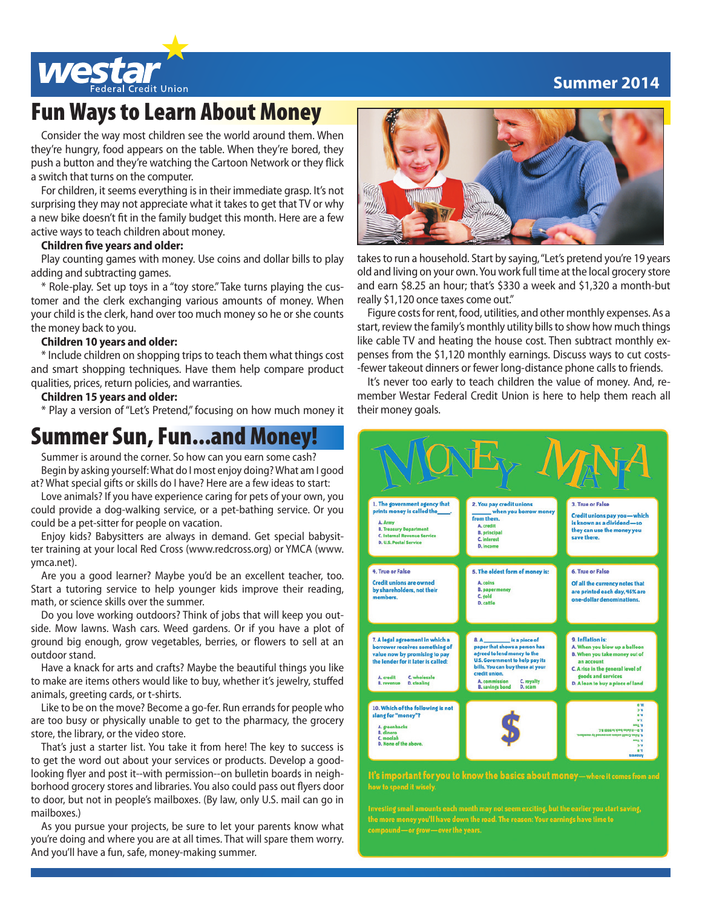# Fun Ways to Learn About Money

Consider the way most children see the world around them. When they're hungry, food appears on the table. When they're bored, they push a button and they're watching the Cartoon Network or they flick a switch that turns on the computer.

For children, it seems everything is in their immediate grasp. It's not surprising they may not appreciate what it takes to get that TV or why a new bike doesn't fit in the family budget this month. Here are a few active ways to teach children about money.

**Children five years and older:**

Play counting games with money. Use coins and dollar bills to play adding and subtracting games.

* Role-play. Set up toys in a "toy store." Take turns playing the customer and the clerk exchanging various amounts of money. When your child is the clerk, hand over too much money so he or she counts the money back to you.

**Children 10 years and older:**

* Include children on shopping trips to teach them what things cost and smart shopping techniques. Have them help compare product qualities, prices, return policies, and warranties.

**Children 15 years and older:**

* Play a version of "Let's Pretend," focusing on how much money it takes to run a household. Start by saying, "Let's pretend you're 19 years old and living on your own. You work full time at the local grocery store and earn $8.25 an hour; that's $330 a week and $1,320 a month-but really $1,120 once taxes come out."

Figure costs for rent, food, utilities, and other monthly expenses. As a start, review the family's monthly utility bills to show how much things like cable TV and heating the house cost. Then subtract monthly expenses from the $1,120 monthly earnings. Discuss ways to cut costs--fewer takeout dinners or fewer long-distance phone calls to friends.

It's never too early to teach children the value of money. And, remember Westar Federal Credit Union is here to help them reach all their money goals.

# Summer Sun, Fun...and Money!

Summer is around the corner. So how can you earn some cash?

Begin by asking yourself: What do I most enjoy doing? What am I good at? What special gifts or skills do I have? Here are a few ideas to start:

Love animals? If you have experience caring for pets of your own, you could provide a dog-walking service, or a pet-bathing service. Or you could be a pet-sitter for people on vacation.

Enjoy kids? Babysitters are always in demand. Get special babysitter training at your local Red Cross (www.redcross.org) or YMCA (www.ymca.net).

Are you a good learner? Maybe you'd be an excellent teacher, too. Start a tutoring service to help younger kids improve their reading, math, or science skills over the summer.

Do you love working outdoors? Think of jobs that will keep you outside. Mow lawns. Wash cars. Weed gardens. Or if you have a plot of ground big enough, grow vegetables, berries, or flowers to sell at an outdoor stand.

Have a knack for arts and crafts? Maybe the beautiful things you like to make are items others would like to buy, whether it's jewelry, stuffed animals, greeting cards, or t-shirts.

Like to be on the move? Become a go-fer. Run errands for people who are too busy or physically unable to get to the pharmacy, the grocery store, the library, or the video store.

That's just a starter list. You take it from here! The key to success is to get the word out about your services or products. Develop a good-looking flyer and post it--with permission--on bulletin boards in neighborhood grocery stores and libraries. You also could pass out flyers door to door, but not in people's mailboxes. (By law, only U.S. mail can go in mailboxes.)

As you pursue your projects, be sure to let your parents know what you're doing and where you are at all times. That will spare them worry. And you'll have a fun, safe, money-making summer.

## MONEY MANIA

1. The government agency that prints money is called the____.
   A. Army
   B. Treasury Department
   C. Internal Revenue Service
   D. U.S. Postal Service

2. You pay credit unions ______ when you borrow money from them.
   A. credit
   B. principal
   C. interest
   D. income

3. True or False
   Credit unions pay you—which is known as a dividend—so they can use the money you save there.

4. True or False
   Credit unions are owned by shareholders, not their members.

5. The oldest form of money is:
   A. coins
   B. paper money
   C. gold
   D. cattle

6. True or False
   Of all the currency notes that are printed each day, 45% are one-dollar denominations.

7. A legal agreement in which a borrower receives something of value now by promising to pay the lender for it later is called:
   A. credit
   B. revenue
   C. wholesale
   D. stealing

8. A ________ is a piece of paper that shows a person has agreed to lend money to the U.S. Government to help pay its bills. You can buy these at your credit union.
   A. commission
   B. savings bond
   C. royalty
   D. scam

9. Inflation is:
   A. When you blow up a balloon
   B. When you take money out of an account
   C. A rise in the general level of goods and services
   D. A loan to buy a piece of land

10. Which of the following is not slang for "money"?
    A. greenbacks
    B. dinero
    C. moolah
    D. None of the above.

**It's important for you to know the basics about money**—where it comes from and how to spend it wisely.

Investing small amounts each month may not seem exciting, but the earlier you start saving, the more money you'll have down the road. The reason: Your earnings have time to compound—or grow—over the years.